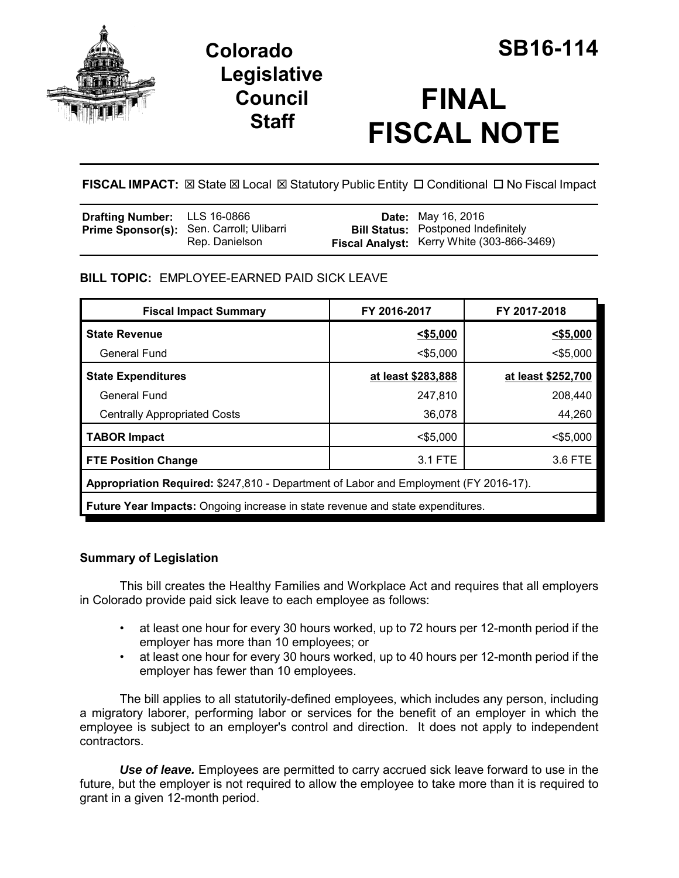# Colorado Legislative Council Staff

# SB16-114

# FINAL FISCAL NOTE

**FISCAL IMPACT:** ☒ State ☒ Local ☒ Statutory Public Entity ☐ Conditional ☐ No Fiscal Impact

| | | | |
|---|---|---|---|
| **Drafting Number:** | LLS 16-0866 | **Date:** | May 16, 2016 |
| **Prime Sponsor(s):** | Sen. Carroll; Ulibarri Rep. Danielson | **Bill Status:** | Postponed Indefinitely |
| | | **Fiscal Analyst:** | Kerry White (303-866-3469) |

**BILL TOPIC:** EMPLOYEE-EARNED PAID SICK LEAVE

| Fiscal Impact Summary | FY 2016-2017 | FY 2017-2018 |
|---|---|---|
| **State Revenue** | **<$5,000** | **<$5,000** |
| General Fund | <$5,000 | <$5,000 |
| **State Expenditures** | **at least $283,888** | **at least $252,700** |
| General Fund | 247,810 | 208,440 |
| Centrally Appropriated Costs | 36,078 | 44,260 |
| **TABOR Impact** | <$5,000 | <$5,000 |
| **FTE Position Change** | 3.1 FTE | 3.6 FTE |
| **Appropriation Required:** $247,810 - Department of Labor and Employment (FY 2016-17). | | |
| **Future Year Impacts:** Ongoing increase in state revenue and state expenditures. | | |

## Summary of Legislation

This bill creates the Healthy Families and Workplace Act and requires that all employers in Colorado provide paid sick leave to each employee as follows:

- at least one hour for every 30 hours worked, up to 72 hours per 12-month period if the employer has more than 10 employees; or
- at least one hour for every 30 hours worked, up to 40 hours per 12-month period if the employer has fewer than 10 employees.

The bill applies to all statutorily-defined employees, which includes any person, including a migratory laborer, performing labor or services for the benefit of an employer in which the employee is subject to an employer's control and direction. It does not apply to independent contractors.

***Use of leave.*** Employees are permitted to carry accrued sick leave forward to use in the future, but the employer is not required to allow the employee to take more than it is required to grant in a given 12-month period.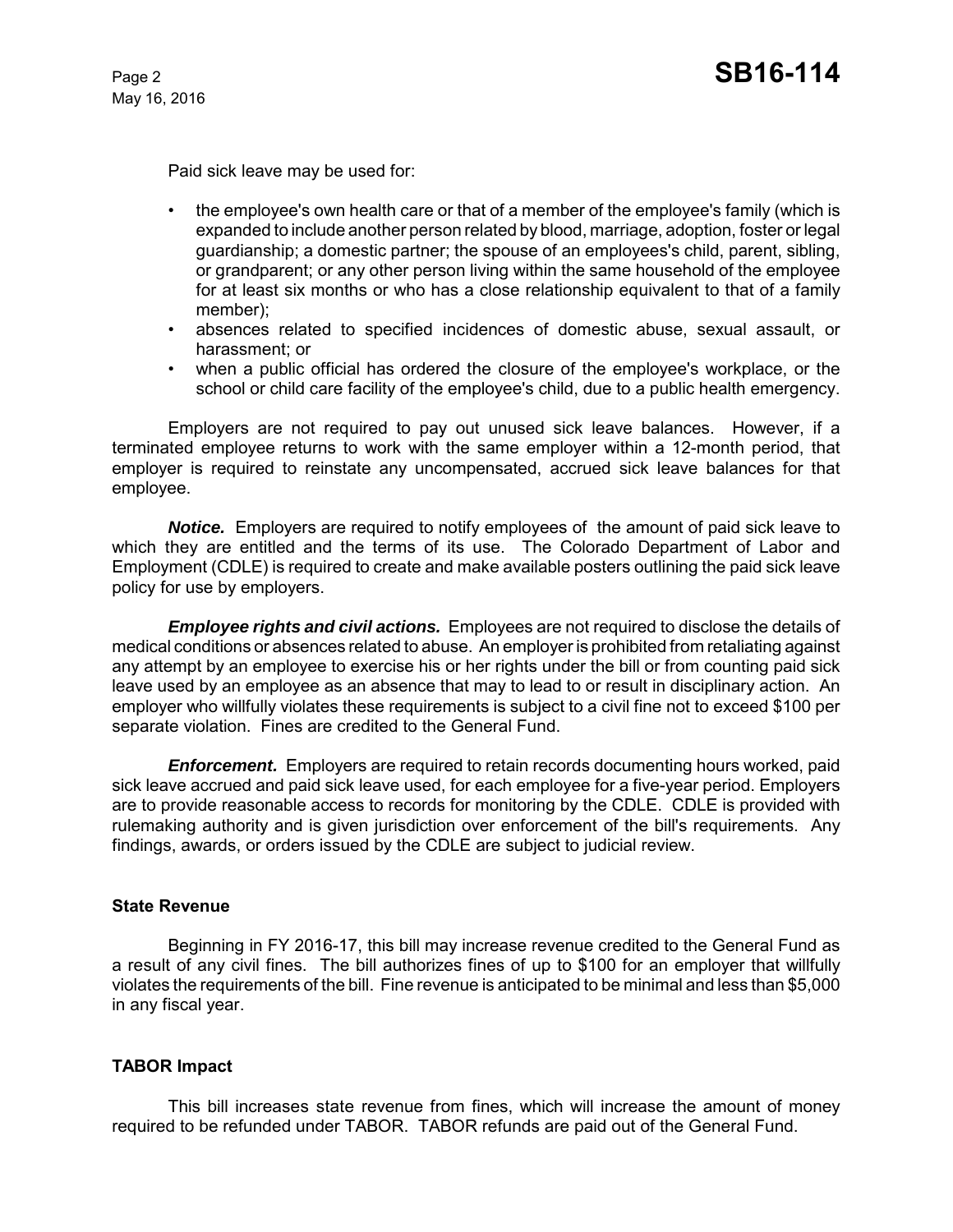Paid sick leave may be used for:

- the employee's own health care or that of a member of the employee's family (which is expanded to include another person related by blood, marriage, adoption, foster or legal guardianship; a domestic partner; the spouse of an employees's child, parent, sibling, or grandparent; or any other person living within the same household of the employee for at least six months or who has a close relationship equivalent to that of a family member);
- absences related to specified incidences of domestic abuse, sexual assault, or harassment; or
- when a public official has ordered the closure of the employee's workplace, or the school or child care facility of the employee's child, due to a public health emergency.

Employers are not required to pay out unused sick leave balances. However, if a terminated employee returns to work with the same employer within a 12-month period, that employer is required to reinstate any uncompensated, accrued sick leave balances for that employee.

***Notice.*** Employers are required to notify employees of the amount of paid sick leave to which they are entitled and the terms of its use. The Colorado Department of Labor and Employment (CDLE) is required to create and make available posters outlining the paid sick leave policy for use by employers.

***Employee rights and civil actions.*** Employees are not required to disclose the details of medical conditions or absences related to abuse. An employer is prohibited from retaliating against any attempt by an employee to exercise his or her rights under the bill or from counting paid sick leave used by an employee as an absence that may to lead to or result in disciplinary action. An employer who willfully violates these requirements is subject to a civil fine not to exceed $100 per separate violation. Fines are credited to the General Fund.

***Enforcement.*** Employers are required to retain records documenting hours worked, paid sick leave accrued and paid sick leave used, for each employee for a five-year period. Employers are to provide reasonable access to records for monitoring by the CDLE. CDLE is provided with rulemaking authority and is given jurisdiction over enforcement of the bill's requirements. Any findings, awards, or orders issued by the CDLE are subject to judicial review.

## State Revenue

Beginning in FY 2016-17, this bill may increase revenue credited to the General Fund as a result of any civil fines. The bill authorizes fines of up to $100 for an employer that willfully violates the requirements of the bill. Fine revenue is anticipated to be minimal and less than $5,000 in any fiscal year.

## TABOR Impact

This bill increases state revenue from fines, which will increase the amount of money required to be refunded under TABOR. TABOR refunds are paid out of the General Fund.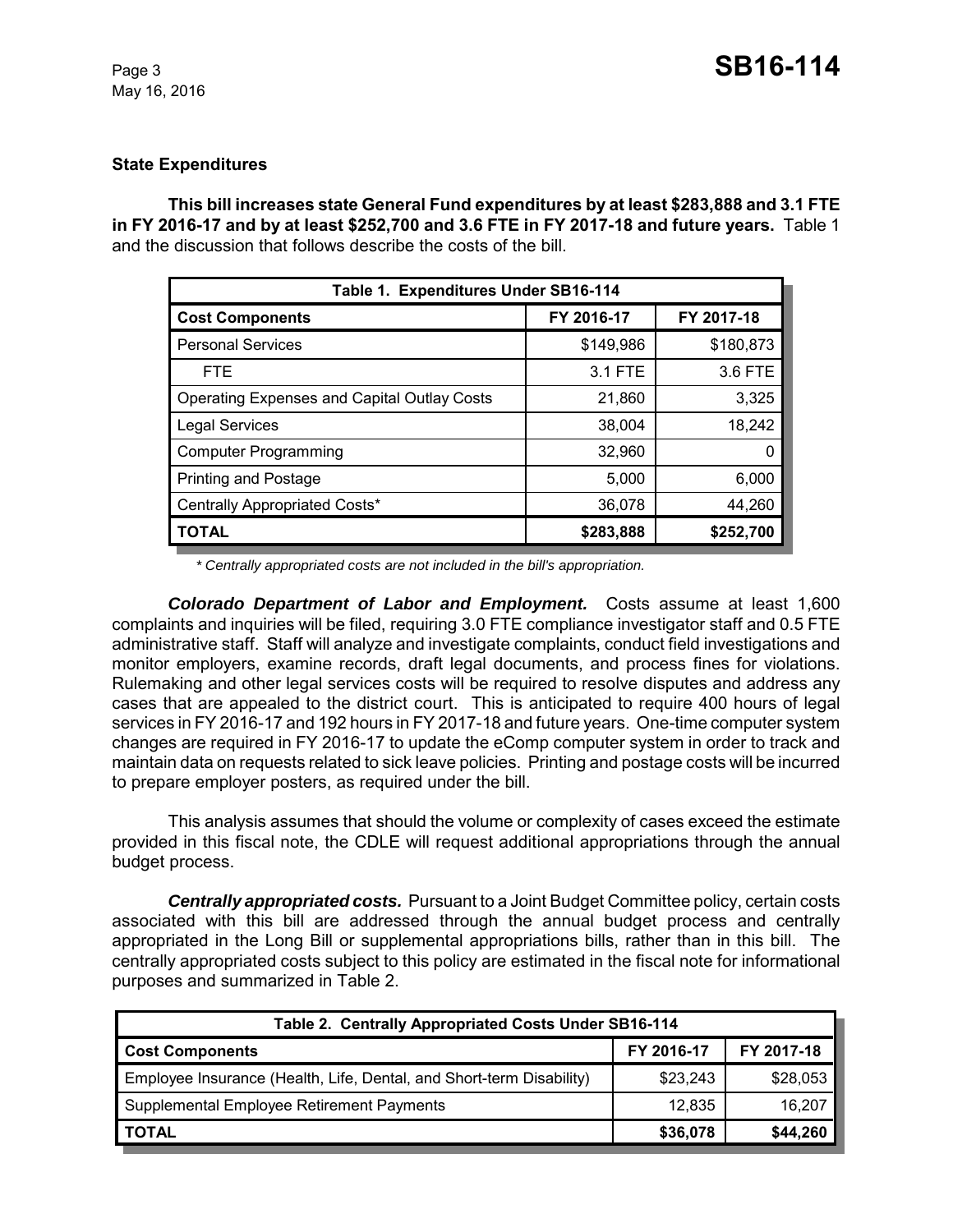### State Expenditures

**This bill increases state General Fund expenditures by at least $283,888 and 3.1 FTE in FY 2016-17 and by at least $252,700 and 3.6 FTE in FY 2017-18 and future years.** Table 1 and the discussion that follows describe the costs of the bill.

| Table 1. Expenditures Under SB16-114 | | |
|---|---|---|
| **Cost Components** | **FY 2016-17** | **FY 2017-18** |
| Personal Services | $149,986 | $180,873 |
| FTE | 3.1 FTE | 3.6 FTE |
| Operating Expenses and Capital Outlay Costs | 21,860 | 3,325 |
| Legal Services | 38,004 | 18,242 |
| Computer Programming | 32,960 | 0 |
| Printing and Postage | 5,000 | 6,000 |
| Centrally Appropriated Costs* | 36,078 | 44,260 |
| **TOTAL** | **$283,888** | **$252,700** |

*\* Centrally appropriated costs are not included in the bill's appropriation.*

***Colorado Department of Labor and Employment.*** Costs assume at least 1,600 complaints and inquiries will be filed, requiring 3.0 FTE compliance investigator staff and 0.5 FTE administrative staff. Staff will analyze and investigate complaints, conduct field investigations and monitor employers, examine records, draft legal documents, and process fines for violations. Rulemaking and other legal services costs will be required to resolve disputes and address any cases that are appealed to the district court. This is anticipated to require 400 hours of legal services in FY 2016-17 and 192 hours in FY 2017-18 and future years. One-time computer system changes are required in FY 2016-17 to update the eComp computer system in order to track and maintain data on requests related to sick leave policies. Printing and postage costs will be incurred to prepare employer posters, as required under the bill.

This analysis assumes that should the volume or complexity of cases exceed the estimate provided in this fiscal note, the CDLE will request additional appropriations through the annual budget process.

***Centrally appropriated costs.*** Pursuant to a Joint Budget Committee policy, certain costs associated with this bill are addressed through the annual budget process and centrally appropriated in the Long Bill or supplemental appropriations bills, rather than in this bill. The centrally appropriated costs subject to this policy are estimated in the fiscal note for informational purposes and summarized in Table 2.

| Table 2. Centrally Appropriated Costs Under SB16-114 | | |
|---|---|---|
| **Cost Components** | **FY 2016-17** | **FY 2017-18** |
| Employee Insurance (Health, Life, Dental, and Short-term Disability) | $23,243 | $28,053 |
| Supplemental Employee Retirement Payments | 12,835 | 16,207 |
| **TOTAL** | **$36,078** | **$44,260** |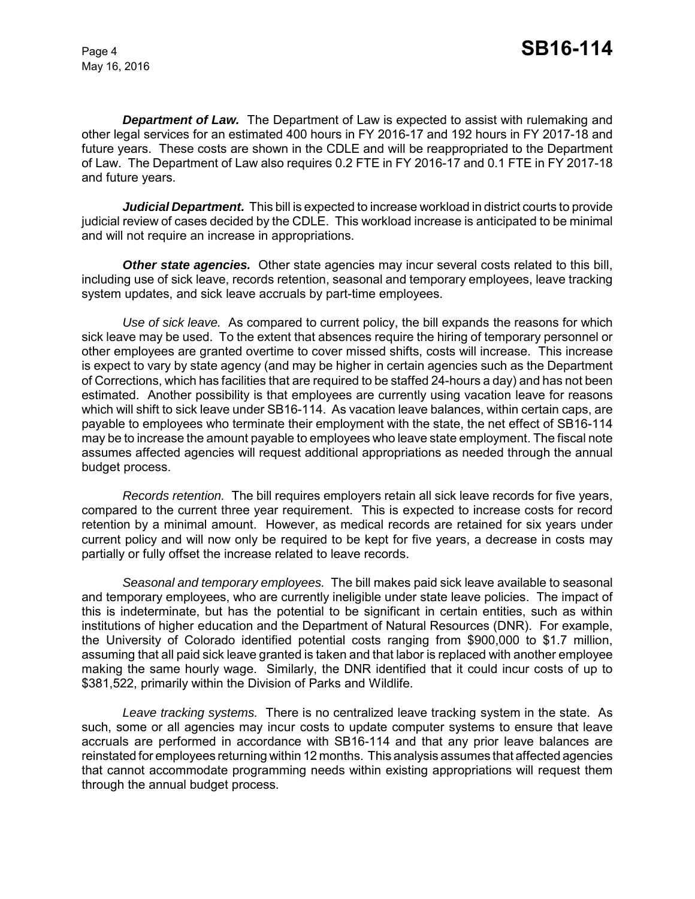***Department of Law.*** The Department of Law is expected to assist with rulemaking and other legal services for an estimated 400 hours in FY 2016-17 and 192 hours in FY 2017-18 and future years. These costs are shown in the CDLE and will be reappropriated to the Department of Law. The Department of Law also requires 0.2 FTE in FY 2016-17 and 0.1 FTE in FY 2017-18 and future years.

***Judicial Department.*** This bill is expected to increase workload in district courts to provide judicial review of cases decided by the CDLE. This workload increase is anticipated to be minimal and will not require an increase in appropriations.

***Other state agencies.*** Other state agencies may incur several costs related to this bill, including use of sick leave, records retention, seasonal and temporary employees, leave tracking system updates, and sick leave accruals by part-time employees.

*Use of sick leave.* As compared to current policy, the bill expands the reasons for which sick leave may be used. To the extent that absences require the hiring of temporary personnel or other employees are granted overtime to cover missed shifts, costs will increase. This increase is expect to vary by state agency (and may be higher in certain agencies such as the Department of Corrections, which has facilities that are required to be staffed 24-hours a day) and has not been estimated. Another possibility is that employees are currently using vacation leave for reasons which will shift to sick leave under SB16-114. As vacation leave balances, within certain caps, are payable to employees who terminate their employment with the state, the net effect of SB16-114 may be to increase the amount payable to employees who leave state employment. The fiscal note assumes affected agencies will request additional appropriations as needed through the annual budget process.

*Records retention.* The bill requires employers retain all sick leave records for five years, compared to the current three year requirement. This is expected to increase costs for record retention by a minimal amount. However, as medical records are retained for six years under current policy and will now only be required to be kept for five years, a decrease in costs may partially or fully offset the increase related to leave records.

*Seasonal and temporary employees.* The bill makes paid sick leave available to seasonal and temporary employees, who are currently ineligible under state leave policies. The impact of this is indeterminate, but has the potential to be significant in certain entities, such as within institutions of higher education and the Department of Natural Resources (DNR). For example, the University of Colorado identified potential costs ranging from $900,000 to $1.7 million, assuming that all paid sick leave granted is taken and that labor is replaced with another employee making the same hourly wage. Similarly, the DNR identified that it could incur costs of up to $381,522, primarily within the Division of Parks and Wildlife.

*Leave tracking systems.* There is no centralized leave tracking system in the state. As such, some or all agencies may incur costs to update computer systems to ensure that leave accruals are performed in accordance with SB16-114 and that any prior leave balances are reinstated for employees returning within 12 months. This analysis assumes that affected agencies that cannot accommodate programming needs within existing appropriations will request them through the annual budget process.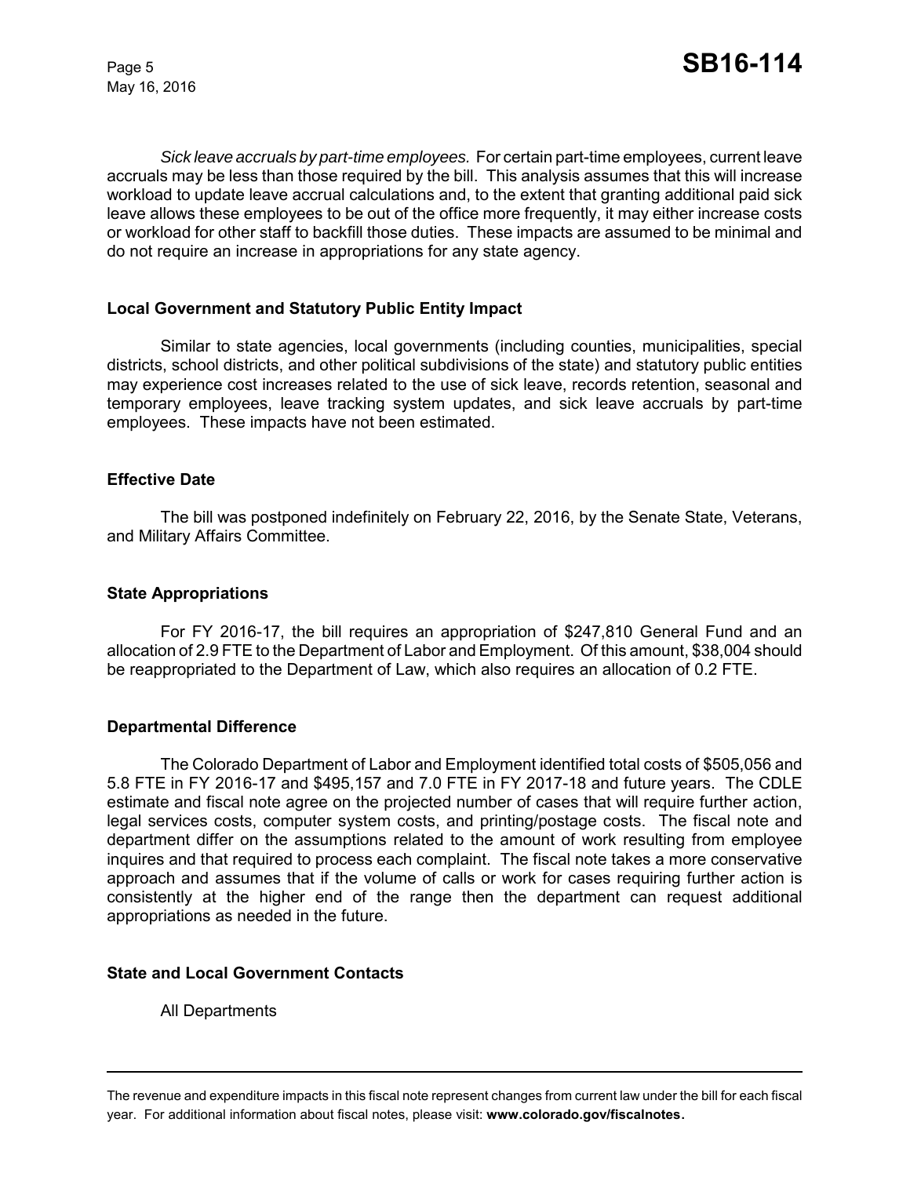*Sick leave accruals by part-time employees.* For certain part-time employees, current leave accruals may be less than those required by the bill. This analysis assumes that this will increase workload to update leave accrual calculations and, to the extent that granting additional paid sick leave allows these employees to be out of the office more frequently, it may either increase costs or workload for other staff to backfill those duties. These impacts are assumed to be minimal and do not require an increase in appropriations for any state agency.

### Local Government and Statutory Public Entity Impact

Similar to state agencies, local governments (including counties, municipalities, special districts, school districts, and other political subdivisions of the state) and statutory public entities may experience cost increases related to the use of sick leave, records retention, seasonal and temporary employees, leave tracking system updates, and sick leave accruals by part-time employees. These impacts have not been estimated.

### Effective Date

The bill was postponed indefinitely on February 22, 2016, by the Senate State, Veterans, and Military Affairs Committee.

### State Appropriations

For FY 2016-17, the bill requires an appropriation of $247,810 General Fund and an allocation of 2.9 FTE to the Department of Labor and Employment. Of this amount, $38,004 should be reappropriated to the Department of Law, which also requires an allocation of 0.2 FTE.

### Departmental Difference

The Colorado Department of Labor and Employment identified total costs of $505,056 and 5.8 FTE in FY 2016-17 and $495,157 and 7.0 FTE in FY 2017-18 and future years. The CDLE estimate and fiscal note agree on the projected number of cases that will require further action, legal services costs, computer system costs, and printing/postage costs. The fiscal note and department differ on the assumptions related to the amount of work resulting from employee inquires and that required to process each complaint. The fiscal note takes a more conservative approach and assumes that if the volume of calls or work for cases requiring further action is consistently at the higher end of the range then the department can request additional appropriations as needed in the future.

### State and Local Government Contacts

All Departments

The revenue and expenditure impacts in this fiscal note represent changes from current law under the bill for each fiscal year. For additional information about fiscal notes, please visit: **www.colorado.gov/fiscalnotes.**